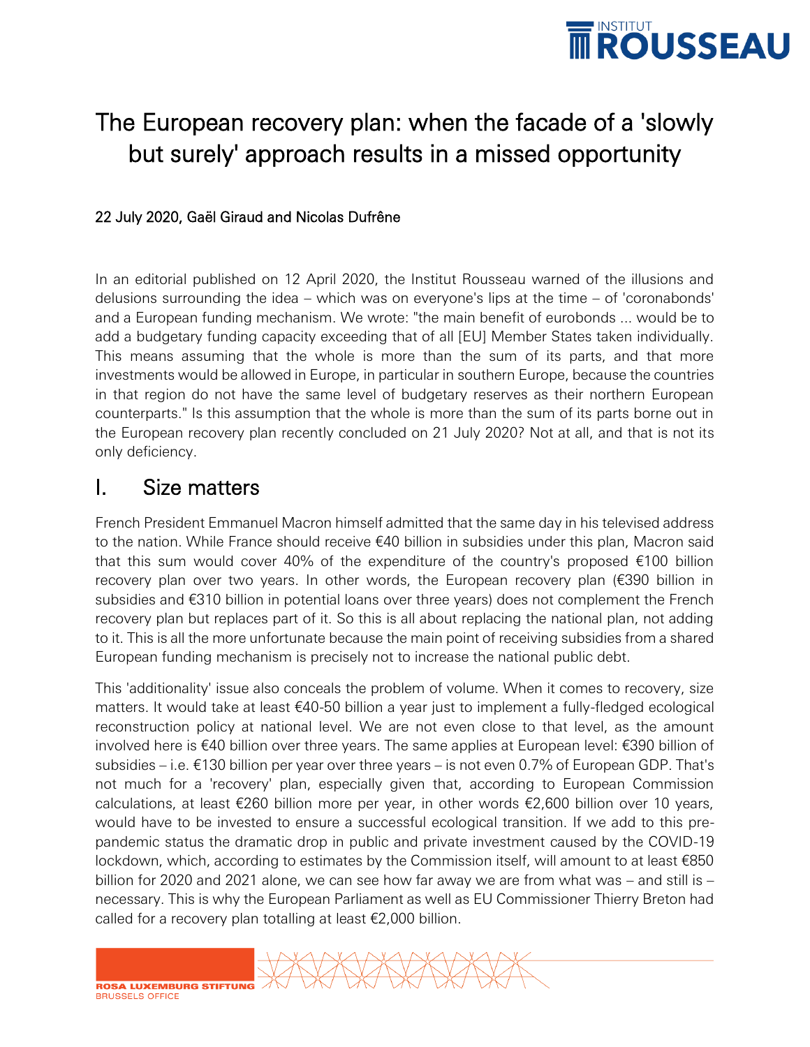# The European recovery plan: when the facade of a 'slowly but surely' approach results in a missed opportunity

22 July 2020, Gaël Giraud and Nicolas Dufrêne

In an editorial published on 12 April 2020, the Institut Rousseau warned of the illusions and delusions surrounding the idea – which was on everyone's lips at the time – of 'coronabonds' and a European funding mechanism. We wrote: "the main benefit of eurobonds ... would be to add a budgetary funding capacity exceeding that of all [EU] Member States taken individually. This means assuming that the whole is more than the sum of its parts, and that more investments would be allowed in Europe, in particular in southern Europe, because the countries in that region do not have the same level of budgetary reserves as their northern European counterparts." Is this assumption that the whole is more than the sum of its parts borne out in the European recovery plan recently concluded on 21 July 2020? Not at all, and that is not its only deficiency.

## I. Size matters

French President Emmanuel Macron himself admitted that the same day in his televised address to the nation. While France should receive €40 billion in subsidies under this plan, Macron said that this sum would cover 40% of the expenditure of the country's proposed €100 billion recovery plan over two years. In other words, the European recovery plan (€390 billion in subsidies and €310 billion in potential loans over three years) does not complement the French recovery plan but replaces part of it. So this is all about replacing the national plan, not adding to it. This is all the more unfortunate because the main point of receiving subsidies from a shared European funding mechanism is precisely not to increase the national public debt.

This 'additionality' issue also conceals the problem of volume. When it comes to recovery, size matters. It would take at least €40-50 billion a year just to implement a fully-fledged ecological reconstruction policy at national level. We are not even close to that level, as the amount involved here is €40 billion over three years. The same applies at European level: €390 billion of subsidies – i.e. €130 billion per year over three years – is not even 0.7% of European GDP. That's not much for a 'recovery' plan, especially given that, according to European Commission calculations, at least €260 billion more per year, in other words €2,600 billion over 10 years, would have to be invested to ensure a successful ecological transition. If we add to this pre-pandemic status the dramatic drop in public and private investment caused by the COVID-19 lockdown, which, according to estimates by the Commission itself, will amount to at least €850 billion for 2020 and 2021 alone, we can see how far away we are from what was – and still is – necessary. This is why the European Parliament as well as EU Commissioner Thierry Breton had called for a recovery plan totalling at least €2,000 billion.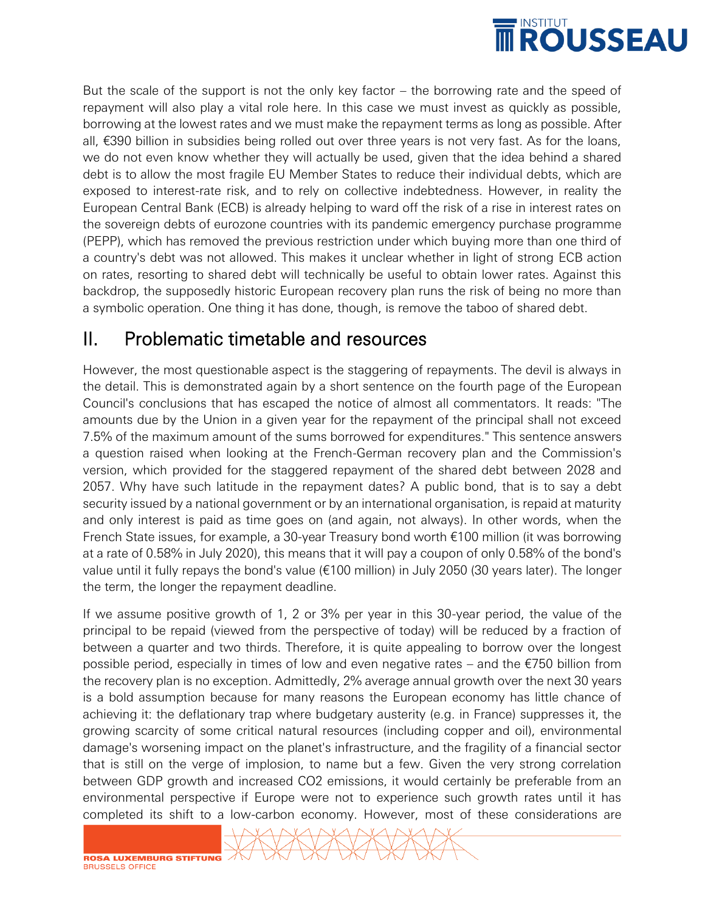But the scale of the support is not the only key factor – the borrowing rate and the speed of repayment will also play a vital role here. In this case we must invest as quickly as possible, borrowing at the lowest rates and we must make the repayment terms as long as possible. After all, €390 billion in subsidies being rolled out over three years is not very fast. As for the loans, we do not even know whether they will actually be used, given that the idea behind a shared debt is to allow the most fragile EU Member States to reduce their individual debts, which are exposed to interest-rate risk, and to rely on collective indebtedness. However, in reality the European Central Bank (ECB) is already helping to ward off the risk of a rise in interest rates on the sovereign debts of eurozone countries with its pandemic emergency purchase programme (PEPP), which has removed the previous restriction under which buying more than one third of a country's debt was not allowed. This makes it unclear whether in light of strong ECB action on rates, resorting to shared debt will technically be useful to obtain lower rates. Against this backdrop, the supposedly historic European recovery plan runs the risk of being no more than a symbolic operation. One thing it has done, though, is remove the taboo of shared debt.

## II. Problematic timetable and resources

However, the most questionable aspect is the staggering of repayments. The devil is always in the detail. This is demonstrated again by a short sentence on the fourth page of the European Council's conclusions that has escaped the notice of almost all commentators. It reads: "The amounts due by the Union in a given year for the repayment of the principal shall not exceed 7.5% of the maximum amount of the sums borrowed for expenditures." This sentence answers a question raised when looking at the French-German recovery plan and the Commission's version, which provided for the staggered repayment of the shared debt between 2028 and 2057. Why have such latitude in the repayment dates? A public bond, that is to say a debt security issued by a national government or by an international organisation, is repaid at maturity and only interest is paid as time goes on (and again, not always). In other words, when the French State issues, for example, a 30-year Treasury bond worth €100 million (it was borrowing at a rate of 0.58% in July 2020), this means that it will pay a coupon of only 0.58% of the bond's value until it fully repays the bond's value (€100 million) in July 2050 (30 years later). The longer the term, the longer the repayment deadline.

If we assume positive growth of 1, 2 or 3% per year in this 30-year period, the value of the principal to be repaid (viewed from the perspective of today) will be reduced by a fraction of between a quarter and two thirds. Therefore, it is quite appealing to borrow over the longest possible period, especially in times of low and even negative rates – and the €750 billion from the recovery plan is no exception. Admittedly, 2% average annual growth over the next 30 years is a bold assumption because for many reasons the European economy has little chance of achieving it: the deflationary trap where budgetary austerity (e.g. in France) suppresses it, the growing scarcity of some critical natural resources (including copper and oil), environmental damage's worsening impact on the planet's infrastructure, and the fragility of a financial sector that is still on the verge of implosion, to name but a few. Given the very strong correlation between GDP growth and increased $CO_2$ emissions, it would certainly be preferable from an environmental perspective if Europe were not to experience such growth rates until it has completed its shift to a low-carbon economy. However, most of these considerations are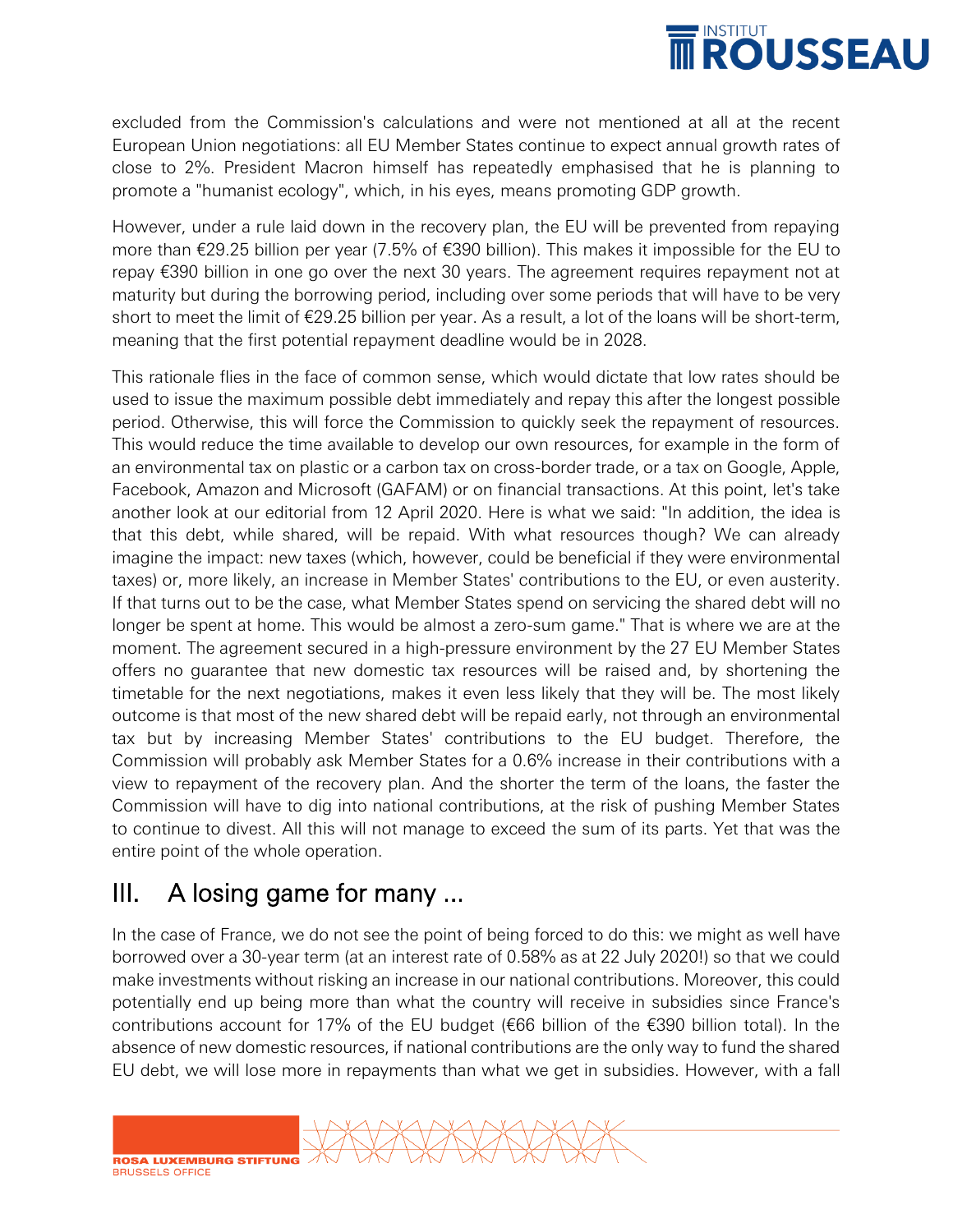excluded from the Commission's calculations and were not mentioned at all at the recent European Union negotiations: all EU Member States continue to expect annual growth rates of close to 2%. President Macron himself has repeatedly emphasised that he is planning to promote a "humanist ecology", which, in his eyes, means promoting GDP growth.

However, under a rule laid down in the recovery plan, the EU will be prevented from repaying more than €29.25 billion per year (7.5% of €390 billion). This makes it impossible for the EU to repay €390 billion in one go over the next 30 years. The agreement requires repayment not at maturity but during the borrowing period, including over some periods that will have to be very short to meet the limit of €29.25 billion per year. As a result, a lot of the loans will be short-term, meaning that the first potential repayment deadline would be in 2028.

This rationale flies in the face of common sense, which would dictate that low rates should be used to issue the maximum possible debt immediately and repay this after the longest possible period. Otherwise, this will force the Commission to quickly seek the repayment of resources. This would reduce the time available to develop our own resources, for example in the form of an environmental tax on plastic or a carbon tax on cross-border trade, or a tax on Google, Apple, Facebook, Amazon and Microsoft (GAFAM) or on financial transactions. At this point, let's take another look at our editorial from 12 April 2020. Here is what we said: "In addition, the idea is that this debt, while shared, will be repaid. With what resources though? We can already imagine the impact: new taxes (which, however, could be beneficial if they were environmental taxes) or, more likely, an increase in Member States' contributions to the EU, or even austerity. If that turns out to be the case, what Member States spend on servicing the shared debt will no longer be spent at home. This would be almost a zero-sum game." That is where we are at the moment. The agreement secured in a high-pressure environment by the 27 EU Member States offers no guarantee that new domestic tax resources will be raised and, by shortening the timetable for the next negotiations, makes it even less likely that they will be. The most likely outcome is that most of the new shared debt will be repaid early, not through an environmental tax but by increasing Member States' contributions to the EU budget. Therefore, the Commission will probably ask Member States for a 0.6% increase in their contributions with a view to repayment of the recovery plan. And the shorter the term of the loans, the faster the Commission will have to dig into national contributions, at the risk of pushing Member States to continue to divest. All this will not manage to exceed the sum of its parts. Yet that was the entire point of the whole operation.

## III. A losing game for many ...

In the case of France, we do not see the point of being forced to do this: we might as well have borrowed over a 30-year term (at an interest rate of 0.58% as at 22 July 2020!) so that we could make investments without risking an increase in our national contributions. Moreover, this could potentially end up being more than what the country will receive in subsidies since France's contributions account for 17% of the EU budget (€66 billion of the €390 billion total). In the absence of new domestic resources, if national contributions are the only way to fund the shared EU debt, we will lose more in repayments than what we get in subsidies. However, with a fall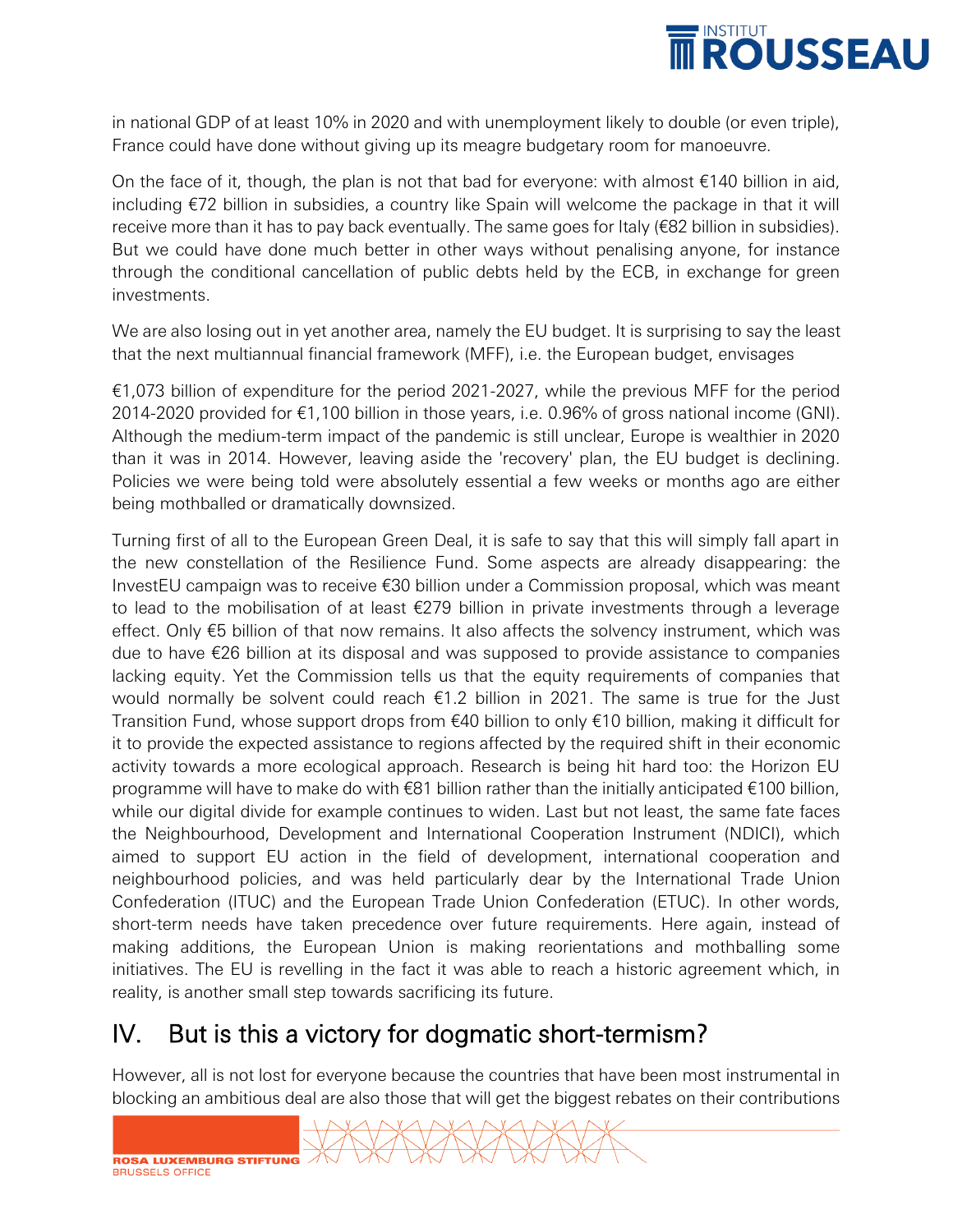in national GDP of at least 10% in 2020 and with unemployment likely to double (or even triple), France could have done without giving up its meagre budgetary room for manoeuvre.

On the face of it, though, the plan is not that bad for everyone: with almost €140 billion in aid, including €72 billion in subsidies, a country like Spain will welcome the package in that it will receive more than it has to pay back eventually. The same goes for Italy (€82 billion in subsidies). But we could have done much better in other ways without penalising anyone, for instance through the conditional cancellation of public debts held by the ECB, in exchange for green investments.

We are also losing out in yet another area, namely the EU budget. It is surprising to say the least that the next multiannual financial framework (MFF), i.e. the European budget, envisages

€1,073 billion of expenditure for the period 2021-2027, while the previous MFF for the period 2014-2020 provided for €1,100 billion in those years, i.e. 0.96% of gross national income (GNI). Although the medium-term impact of the pandemic is still unclear, Europe is wealthier in 2020 than it was in 2014. However, leaving aside the 'recovery' plan, the EU budget is declining. Policies we were being told were absolutely essential a few weeks or months ago are either being mothballed or dramatically downsized.

Turning first of all to the European Green Deal, it is safe to say that this will simply fall apart in the new constellation of the Resilience Fund. Some aspects are already disappearing: the InvestEU campaign was to receive €30 billion under a Commission proposal, which was meant to lead to the mobilisation of at least €279 billion in private investments through a leverage effect. Only €5 billion of that now remains. It also affects the solvency instrument, which was due to have €26 billion at its disposal and was supposed to provide assistance to companies lacking equity. Yet the Commission tells us that the equity requirements of companies that would normally be solvent could reach €1.2 billion in 2021. The same is true for the Just Transition Fund, whose support drops from €40 billion to only €10 billion, making it difficult for it to provide the expected assistance to regions affected by the required shift in their economic activity towards a more ecological approach. Research is being hit hard too: the Horizon EU programme will have to make do with €81 billion rather than the initially anticipated €100 billion, while our digital divide for example continues to widen. Last but not least, the same fate faces the Neighbourhood, Development and International Cooperation Instrument (NDICI), which aimed to support EU action in the field of development, international cooperation and neighbourhood policies, and was held particularly dear by the International Trade Union Confederation (ITUC) and the European Trade Union Confederation (ETUC). In other words, short-term needs have taken precedence over future requirements. Here again, instead of making additions, the European Union is making reorientations and mothballing some initiatives. The EU is revelling in the fact it was able to reach a historic agreement which, in reality, is another small step towards sacrificing its future.

## IV. But is this a victory for dogmatic short-termism?

However, all is not lost for everyone because the countries that have been most instrumental in blocking an ambitious deal are also those that will get the biggest rebates on their contributions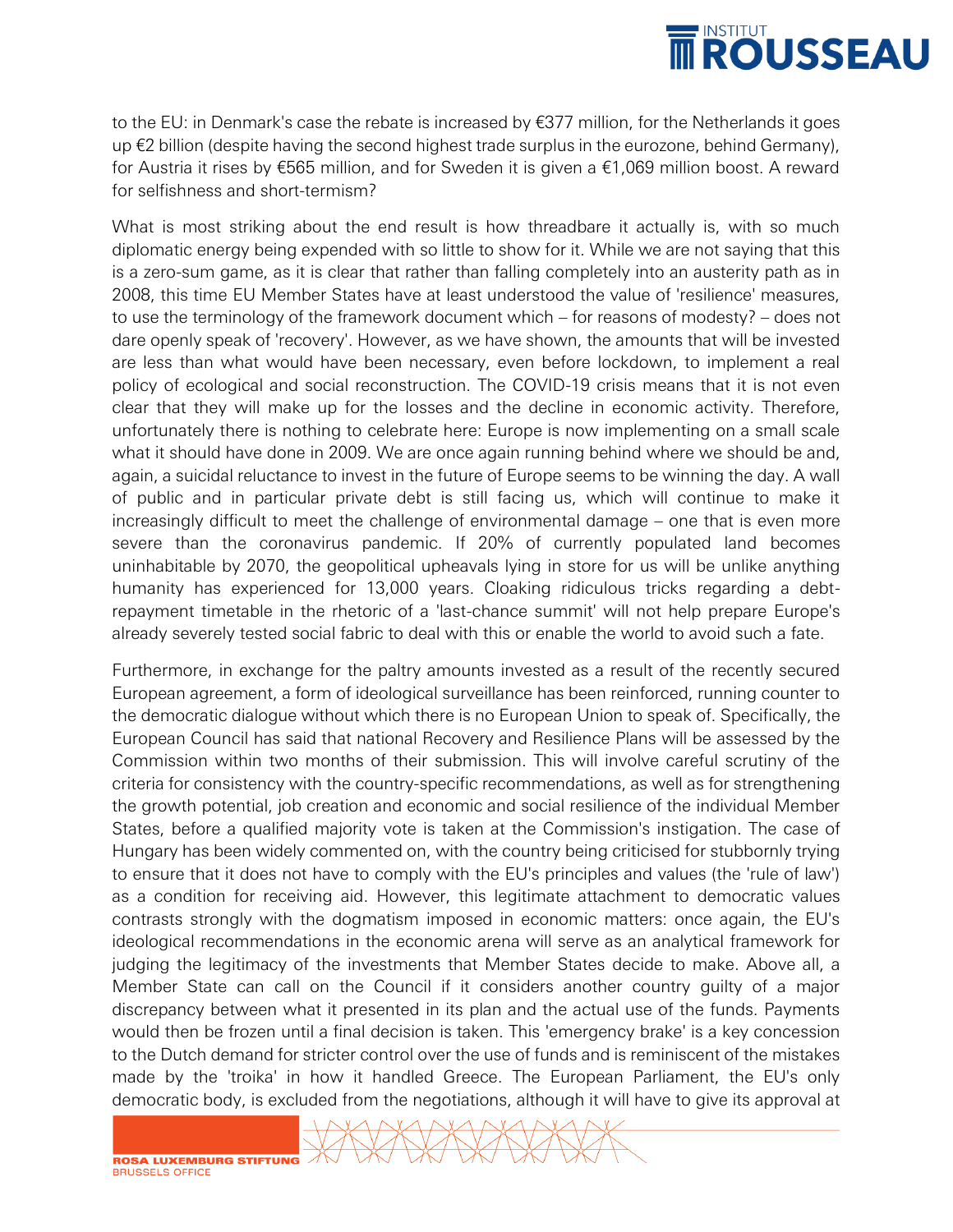to the EU: in Denmark's case the rebate is increased by €377 million, for the Netherlands it goes up €2 billion (despite having the second highest trade surplus in the eurozone, behind Germany), for Austria it rises by €565 million, and for Sweden it is given a €1,069 million boost. A reward for selfishness and short-termism?

What is most striking about the end result is how threadbare it actually is, with so much diplomatic energy being expended with so little to show for it. While we are not saying that this is a zero-sum game, as it is clear that rather than falling completely into an austerity path as in 2008, this time EU Member States have at least understood the value of 'resilience' measures, to use the terminology of the framework document which – for reasons of modesty? – does not dare openly speak of 'recovery'. However, as we have shown, the amounts that will be invested are less than what would have been necessary, even before lockdown, to implement a real policy of ecological and social reconstruction. The COVID-19 crisis means that it is not even clear that they will make up for the losses and the decline in economic activity. Therefore, unfortunately there is nothing to celebrate here: Europe is now implementing on a small scale what it should have done in 2009. We are once again running behind where we should be and, again, a suicidal reluctance to invest in the future of Europe seems to be winning the day. A wall of public and in particular private debt is still facing us, which will continue to make it increasingly difficult to meet the challenge of environmental damage – one that is even more severe than the coronavirus pandemic. If 20% of currently populated land becomes uninhabitable by 2070, the geopolitical upheavals lying in store for us will be unlike anything humanity has experienced for 13,000 years. Cloaking ridiculous tricks regarding a debt-repayment timetable in the rhetoric of a 'last-chance summit' will not help prepare Europe's already severely tested social fabric to deal with this or enable the world to avoid such a fate.

Furthermore, in exchange for the paltry amounts invested as a result of the recently secured European agreement, a form of ideological surveillance has been reinforced, running counter to the democratic dialogue without which there is no European Union to speak of. Specifically, the European Council has said that national Recovery and Resilience Plans will be assessed by the Commission within two months of their submission. This will involve careful scrutiny of the criteria for consistency with the country-specific recommendations, as well as for strengthening the growth potential, job creation and economic and social resilience of the individual Member States, before a qualified majority vote is taken at the Commission's instigation. The case of Hungary has been widely commented on, with the country being criticised for stubbornly trying to ensure that it does not have to comply with the EU's principles and values (the 'rule of law') as a condition for receiving aid. However, this legitimate attachment to democratic values contrasts strongly with the dogmatism imposed in economic matters: once again, the EU's ideological recommendations in the economic arena will serve as an analytical framework for judging the legitimacy of the investments that Member States decide to make. Above all, a Member State can call on the Council if it considers another country guilty of a major discrepancy between what it presented in its plan and the actual use of the funds. Payments would then be frozen until a final decision is taken. This 'emergency brake' is a key concession to the Dutch demand for stricter control over the use of funds and is reminiscent of the mistakes made by the 'troika' in how it handled Greece. The European Parliament, the EU's only democratic body, is excluded from the negotiations, although it will have to give its approval at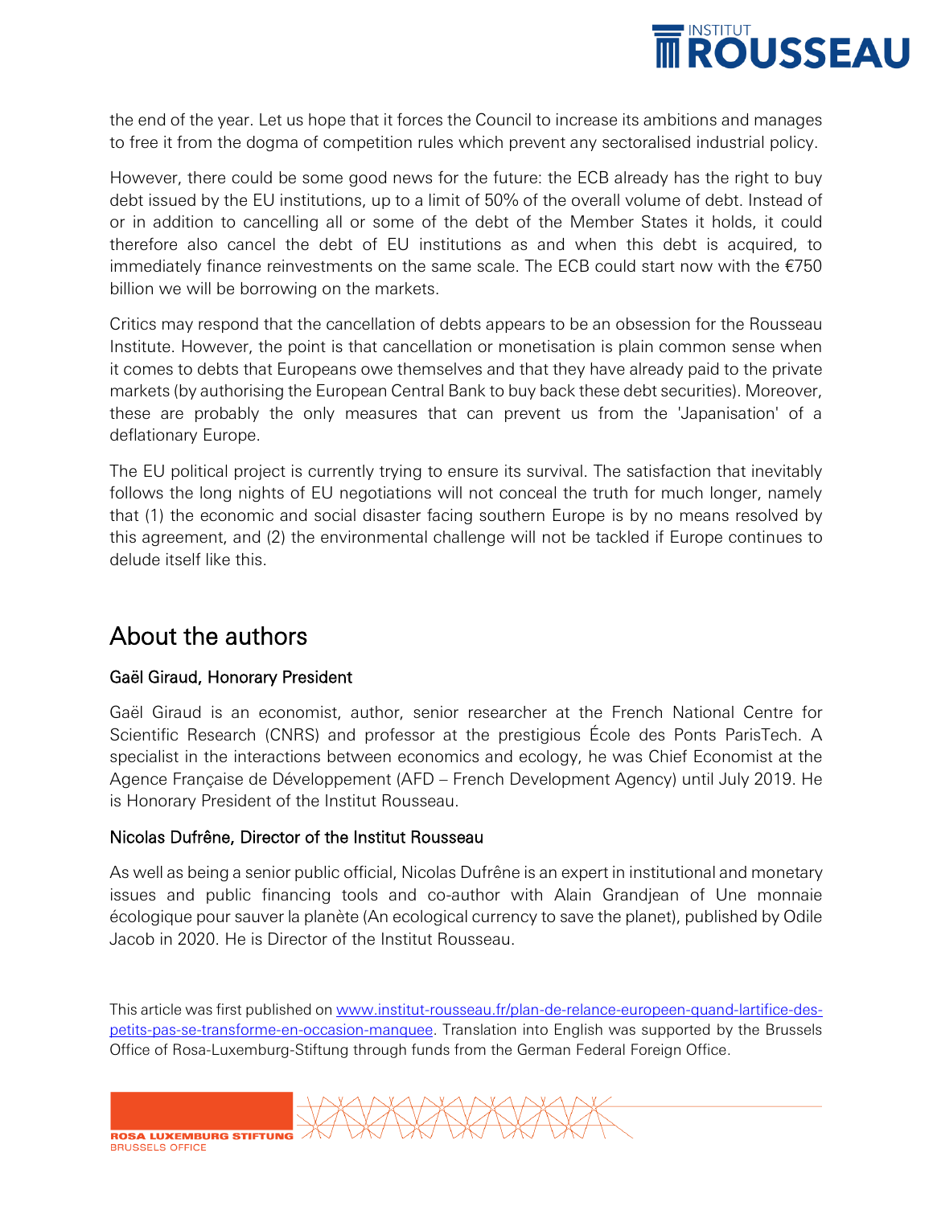the end of the year. Let us hope that it forces the Council to increase its ambitions and manages to free it from the dogma of competition rules which prevent any sectoralised industrial policy.

However, there could be some good news for the future: the ECB already has the right to buy debt issued by the EU institutions, up to a limit of 50% of the overall volume of debt. Instead of or in addition to cancelling all or some of the debt of the Member States it holds, it could therefore also cancel the debt of EU institutions as and when this debt is acquired, to immediately finance reinvestments on the same scale. The ECB could start now with the €750 billion we will be borrowing on the markets.

Critics may respond that the cancellation of debts appears to be an obsession for the Rousseau Institute. However, the point is that cancellation or monetisation is plain common sense when it comes to debts that Europeans owe themselves and that they have already paid to the private markets (by authorising the European Central Bank to buy back these debt securities). Moreover, these are probably the only measures that can prevent us from the 'Japanisation' of a deflationary Europe.

The EU political project is currently trying to ensure its survival. The satisfaction that inevitably follows the long nights of EU negotiations will not conceal the truth for much longer, namely that (1) the economic and social disaster facing southern Europe is by no means resolved by this agreement, and (2) the environmental challenge will not be tackled if Europe continues to delude itself like this.

## About the authors

### Gaël Giraud, Honorary President

Gaël Giraud is an economist, author, senior researcher at the French National Centre for Scientific Research (CNRS) and professor at the prestigious École des Ponts ParisTech. A specialist in the interactions between economics and ecology, he was Chief Economist at the Agence Française de Développement (AFD – French Development Agency) until July 2019. He is Honorary President of the Institut Rousseau.

### Nicolas Dufrêne, Director of the Institut Rousseau

As well as being a senior public official, Nicolas Dufrêne is an expert in institutional and monetary issues and public financing tools and co-author with Alain Grandjean of Une monnaie écologique pour sauver la planète (An ecological currency to save the planet), published by Odile Jacob in 2020. He is Director of the Institut Rousseau.

This article was first published on [www.institut-rousseau.fr/plan-de-relance-europeen-quand-lartifice-des-petits-pas-se-transforme-en-occasion-manquee](www.institut-rousseau.fr/plan-de-relance-europeen-quand-lartifice-des-petits-pas-se-transforme-en-occasion-manquee). Translation into English was supported by the Brussels Office of Rosa-Luxemburg-Stiftung through funds from the German Federal Foreign Office.